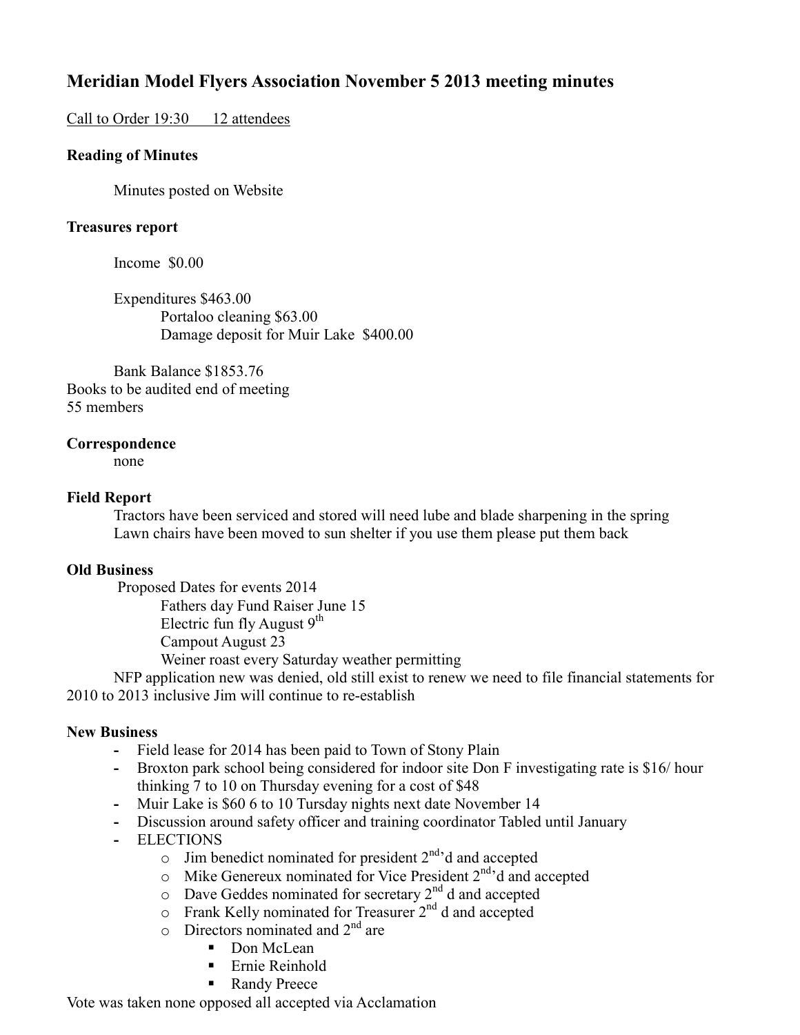# Meridian Model Flyers Association November 5 2013 meeting minutes

Call to Order 19:30      12 attendees

**Reading of Minutes**

Minutes posted on Website

**Treasures report**

Income  $0.00

Expenditures $463.00
- Portaloo cleaning $63.00
- Damage deposit for Muir Lake  $400.00

Bank Balance $1853.76
Books to be audited end of meeting
55 members

**Correspondence**
none

**Field Report**
Tractors have been serviced and stored will need lube and blade sharpening in the spring
Lawn chairs have been moved to sun shelter if you use them please put them back

**Old Business**
Proposed Dates for events 2014
- Fathers day Fund Raiser June 15
- Electric fun fly August 9th
- Campout August 23
- Weiner roast every Saturday weather permitting

NFP application new was denied, old still exist to renew we need to file financial statements for 2010 to 2013 inclusive Jim will continue to re-establish

**New Business**
- Field lease for 2014 has been paid to Town of Stony Plain
- Broxton park school being considered for indoor site Don F investigating rate is $16/ hour thinking 7 to 10 on Thursday evening for a cost of $48
- Muir Lake is $60 6 to 10 Tursday nights next date November 14
- Discussion around safety officer and training coordinator Tabled until January
- ELECTIONS
  - Jim benedict nominated for president 2nd'd and accepted
  - Mike Genereux nominated for Vice President 2nd'd and accepted
  - Dave Geddes nominated for secretary 2nd d and accepted
  - Frank Kelly nominated for Treasurer 2nd d and accepted
  - Directors nominated and 2nd are
    - Don McLean
    - Ernie Reinhold
    - Randy Preece

Vote was taken none opposed all accepted via Acclamation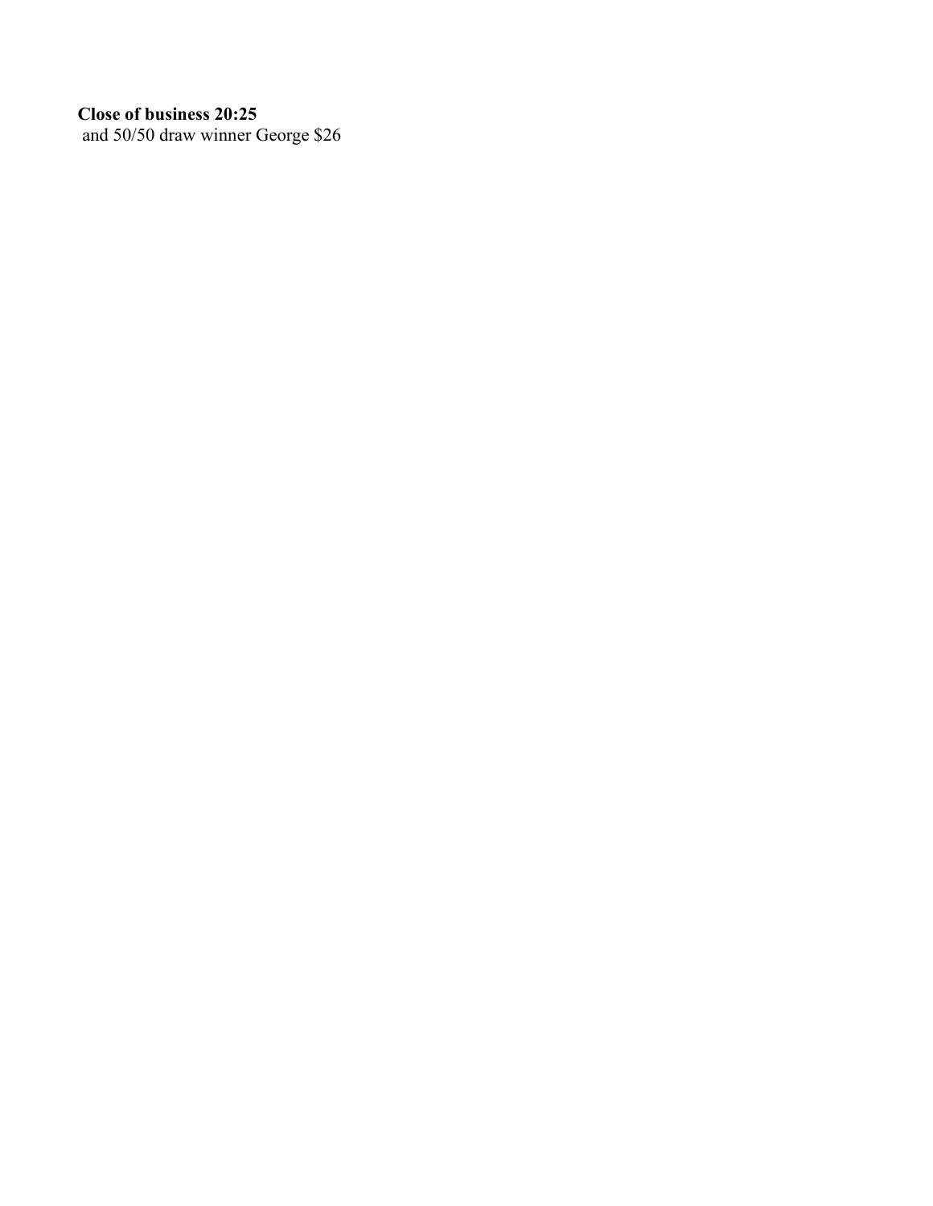**Close of business 20:25**
and 50/50 draw winner George $26